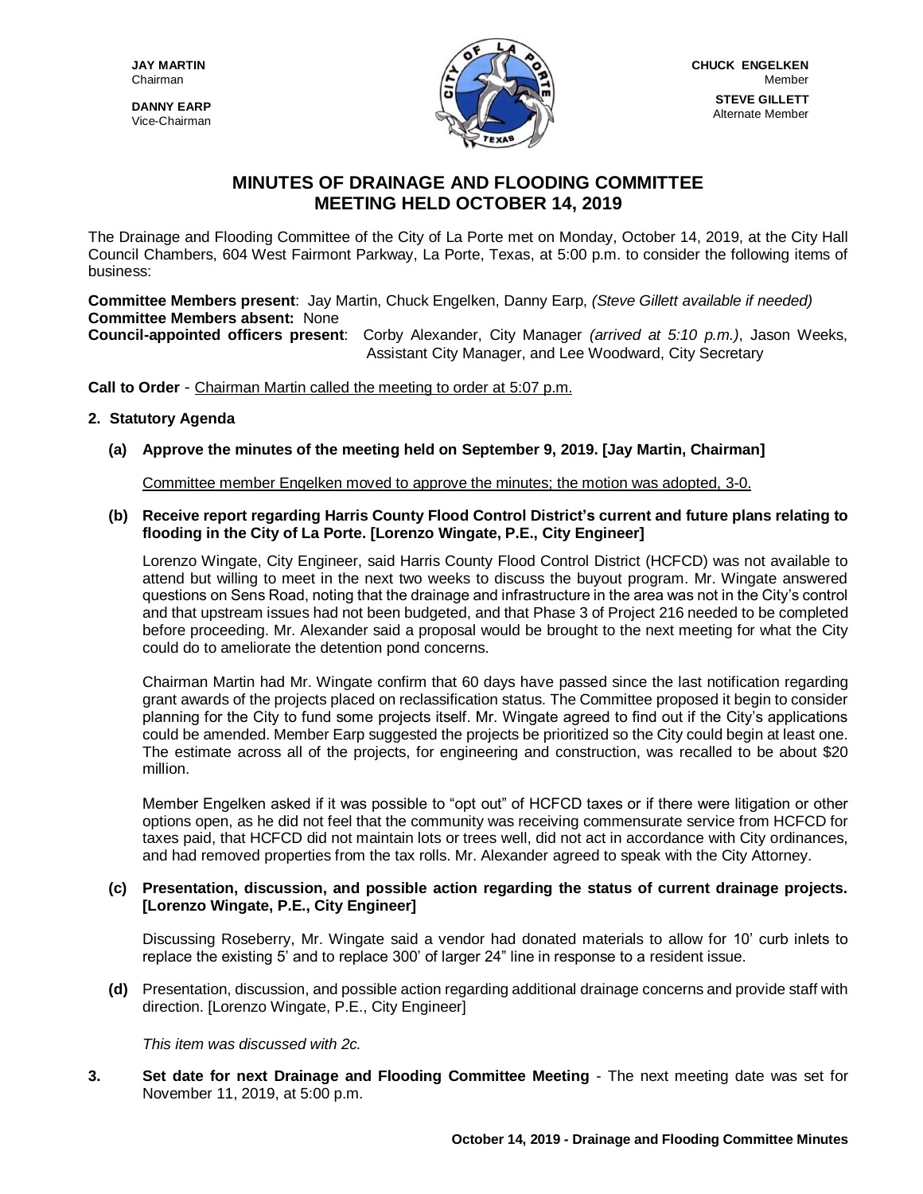**JAY MARTIN**
Chairman

**DANNY EARP**
Vice-Chairman

**CHUCK ENGELKEN**
Member

**STEVE GILLETT**
Alternate Member

# MINUTES OF DRAINAGE AND FLOODING COMMITTEE MEETING HELD OCTOBER 14, 2019

The Drainage and Flooding Committee of the City of La Porte met on Monday, October 14, 2019, at the City Hall Council Chambers, 604 West Fairmont Parkway, La Porte, Texas, at 5:00 p.m. to consider the following items of business:

**Committee Members present**: Jay Martin, Chuck Engelken, Danny Earp, *(Steve Gillett available if needed)*
**Committee Members absent:** None
**Council-appointed officers present**: Corby Alexander, City Manager *(arrived at 5:10 p.m.)*, Jason Weeks, Assistant City Manager, and Lee Woodward, City Secretary

**Call to Order** - Chairman Martin called the meeting to order at 5:07 p.m.

**2. Statutory Agenda**

**(a) Approve the minutes of the meeting held on September 9, 2019. [Jay Martin, Chairman]**

Committee member Engelken moved to approve the minutes; the motion was adopted, 3-0.

**(b) Receive report regarding Harris County Flood Control District's current and future plans relating to flooding in the City of La Porte. [Lorenzo Wingate, P.E., City Engineer]**

Lorenzo Wingate, City Engineer, said Harris County Flood Control District (HCFCD) was not available to attend but willing to meet in the next two weeks to discuss the buyout program. Mr. Wingate answered questions on Sens Road, noting that the drainage and infrastructure in the area was not in the City's control and that upstream issues had not been budgeted, and that Phase 3 of Project 216 needed to be completed before proceeding. Mr. Alexander said a proposal would be brought to the next meeting for what the City could do to ameliorate the detention pond concerns.

Chairman Martin had Mr. Wingate confirm that 60 days have passed since the last notification regarding grant awards of the projects placed on reclassification status. The Committee proposed it begin to consider planning for the City to fund some projects itself. Mr. Wingate agreed to find out if the City's applications could be amended. Member Earp suggested the projects be prioritized so the City could begin at least one. The estimate across all of the projects, for engineering and construction, was recalled to be about $20 million.

Member Engelken asked if it was possible to "opt out" of HCFCD taxes or if there were litigation or other options open, as he did not feel that the community was receiving commensurate service from HCFCD for taxes paid, that HCFCD did not maintain lots or trees well, did not act in accordance with City ordinances, and had removed properties from the tax rolls. Mr. Alexander agreed to speak with the City Attorney.

**(c) Presentation, discussion, and possible action regarding the status of current drainage projects. [Lorenzo Wingate, P.E., City Engineer]**

Discussing Roseberry, Mr. Wingate said a vendor had donated materials to allow for 10' curb inlets to replace the existing 5' and to replace 300' of larger 24" line in response to a resident issue.

**(d)** Presentation, discussion, and possible action regarding additional drainage concerns and provide staff with direction. [Lorenzo Wingate, P.E., City Engineer]

*This item was discussed with 2c.*

**3. Set date for next Drainage and Flooding Committee Meeting** - The next meeting date was set for November 11, 2019, at 5:00 p.m.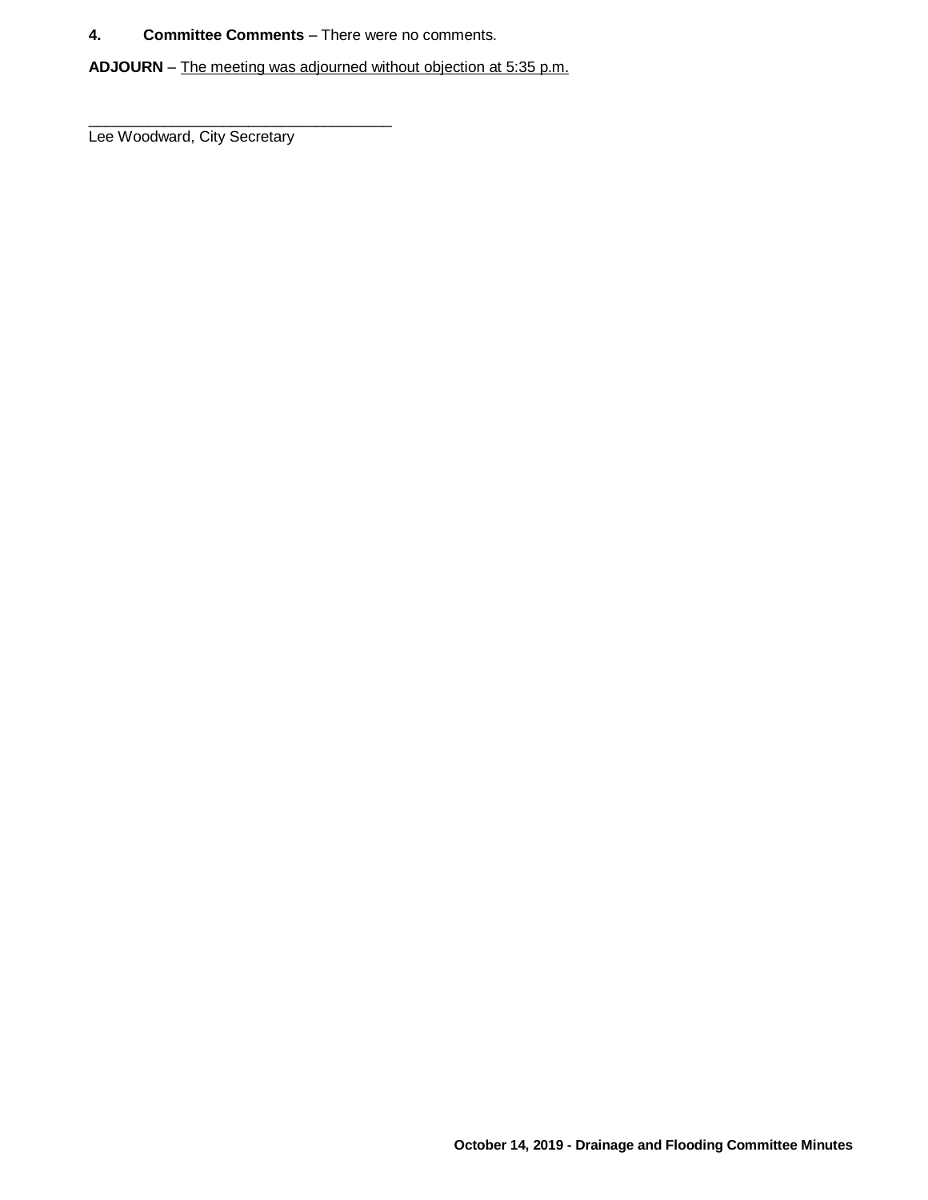**4.** **Committee Comments** – There were no comments.

**ADJOURN** – The meeting was adjourned without objection at 5:35 p.m.

\_\_\_\_\_\_\_\_\_\_\_\_\_\_\_\_\_\_\_\_\_\_\_\_\_\_\_\_\_\_\_\_\_\_\_\_\_\_

Lee Woodward, City Secretary